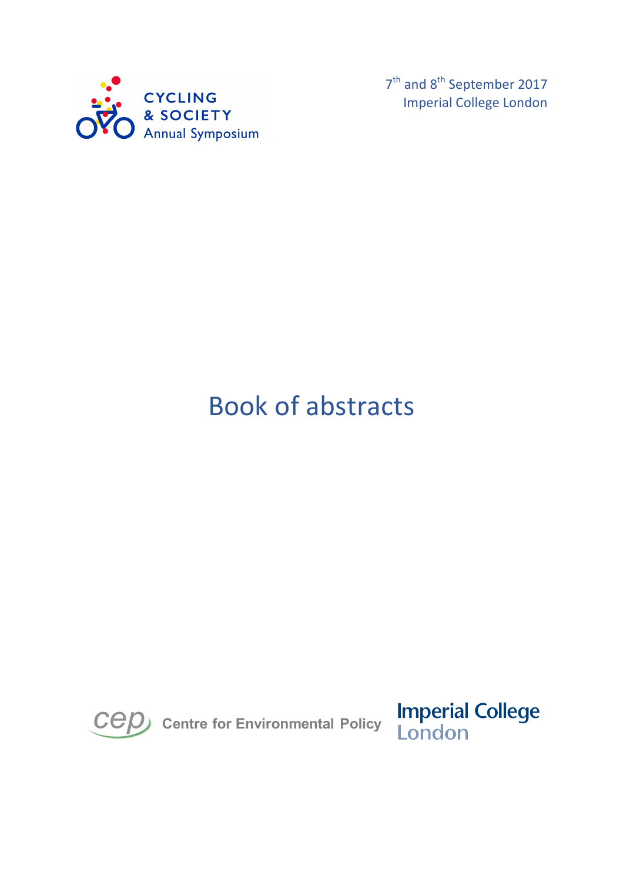CYCLING
& SOCIETY
Annual Symposium

7th and 8th September 2017
Imperial College London

# Book of abstracts

cep Centre for Environmental Policy

Imperial College London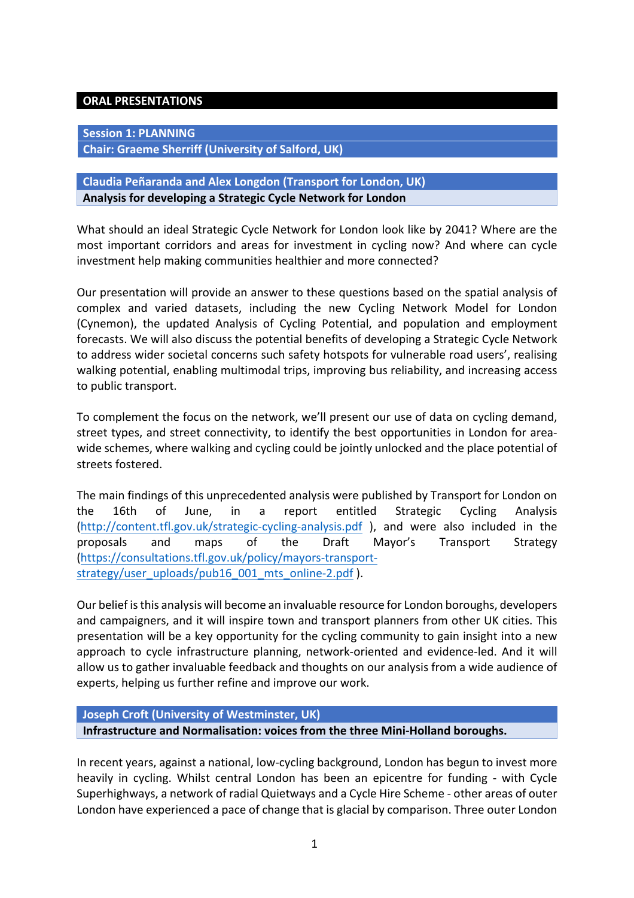# ORAL PRESENTATIONS

## Session 1: PLANNING

**Chair: Graeme Sherriff (University of Salford, UK)**

### Claudia Peñaranda and Alex Longdon (Transport for London, UK)

**Analysis for developing a Strategic Cycle Network for London**

What should an ideal Strategic Cycle Network for London look like by 2041? Where are the most important corridors and areas for investment in cycling now? And where can cycle investment help making communities healthier and more connected?

Our presentation will provide an answer to these questions based on the spatial analysis of complex and varied datasets, including the new Cycling Network Model for London (Cynemon), the updated Analysis of Cycling Potential, and population and employment forecasts. We will also discuss the potential benefits of developing a Strategic Cycle Network to address wider societal concerns such safety hotspots for vulnerable road users', realising walking potential, enabling multimodal trips, improving bus reliability, and increasing access to public transport.

To complement the focus on the network, we'll present our use of data on cycling demand, street types, and street connectivity, to identify the best opportunities in London for area-wide schemes, where walking and cycling could be jointly unlocked and the place potential of streets fostered.

The main findings of this unprecedented analysis were published by Transport for London on the 16th of June, in a report entitled Strategic Cycling Analysis (http://content.tfl.gov.uk/strategic-cycling-analysis.pdf ), and were also included in the proposals and maps of the Draft Mayor's Transport Strategy (https://consultations.tfl.gov.uk/policy/mayors-transport-strategy/user_uploads/pub16_001_mts_online-2.pdf ).

Our belief is this analysis will become an invaluable resource for London boroughs, developers and campaigners, and it will inspire town and transport planners from other UK cities. This presentation will be a key opportunity for the cycling community to gain insight into a new approach to cycle infrastructure planning, network-oriented and evidence-led. And it will allow us to gather invaluable feedback and thoughts on our analysis from a wide audience of experts, helping us further refine and improve our work.

### Joseph Croft (University of Westminster, UK)

**Infrastructure and Normalisation: voices from the three Mini-Holland boroughs.**

In recent years, against a national, low-cycling background, London has begun to invest more heavily in cycling. Whilst central London has been an epicentre for funding - with Cycle Superhighways, a network of radial Quietways and a Cycle Hire Scheme - other areas of outer London have experienced a pace of change that is glacial by comparison. Three outer London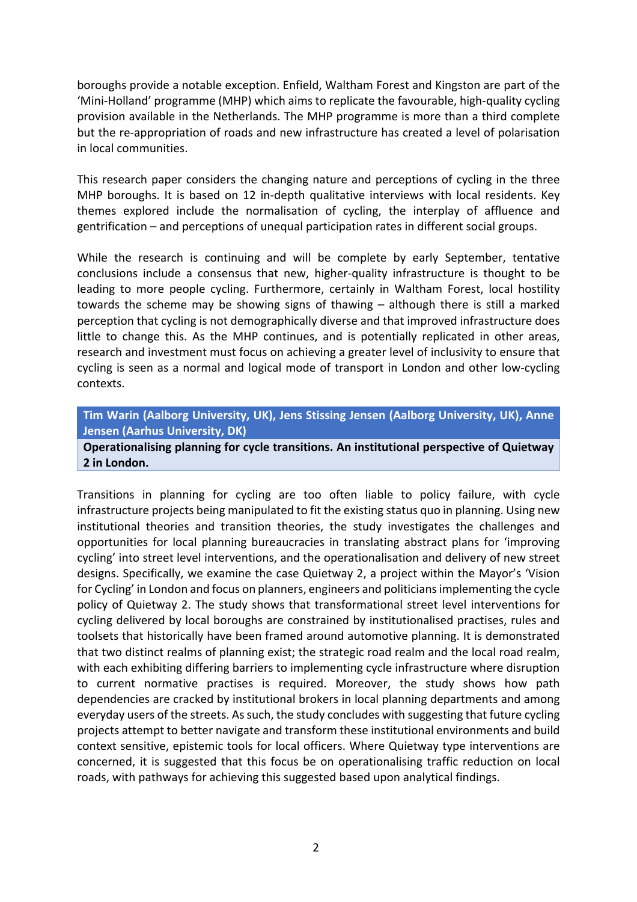boroughs provide a notable exception. Enfield, Waltham Forest and Kingston are part of the 'Mini-Holland' programme (MHP) which aims to replicate the favourable, high-quality cycling provision available in the Netherlands. The MHP programme is more than a third complete but the re-appropriation of roads and new infrastructure has created a level of polarisation in local communities.

This research paper considers the changing nature and perceptions of cycling in the three MHP boroughs. It is based on 12 in-depth qualitative interviews with local residents. Key themes explored include the normalisation of cycling, the interplay of affluence and gentrification – and perceptions of unequal participation rates in different social groups.

While the research is continuing and will be complete by early September, tentative conclusions include a consensus that new, higher-quality infrastructure is thought to be leading to more people cycling. Furthermore, certainly in Waltham Forest, local hostility towards the scheme may be showing signs of thawing – although there is still a marked perception that cycling is not demographically diverse and that improved infrastructure does little to change this. As the MHP continues, and is potentially replicated in other areas, research and investment must focus on achieving a greater level of inclusivity to ensure that cycling is seen as a normal and logical mode of transport in London and other low-cycling contexts.

**Tim Warin (Aalborg University, UK), Jens Stissing Jensen (Aalborg University, UK), Anne Jensen (Aarhus University, DK)**

**Operationalising planning for cycle transitions. An institutional perspective of Quietway 2 in London.**

Transitions in planning for cycling are too often liable to policy failure, with cycle infrastructure projects being manipulated to fit the existing status quo in planning. Using new institutional theories and transition theories, the study investigates the challenges and opportunities for local planning bureaucracies in translating abstract plans for 'improving cycling' into street level interventions, and the operationalisation and delivery of new street designs. Specifically, we examine the case Quietway 2, a project within the Mayor's 'Vision for Cycling' in London and focus on planners, engineers and politicians implementing the cycle policy of Quietway 2. The study shows that transformational street level interventions for cycling delivered by local boroughs are constrained by institutionalised practises, rules and toolsets that historically have been framed around automotive planning. It is demonstrated that two distinct realms of planning exist; the strategic road realm and the local road realm, with each exhibiting differing barriers to implementing cycle infrastructure where disruption to current normative practises is required. Moreover, the study shows how path dependencies are cracked by institutional brokers in local planning departments and among everyday users of the streets. As such, the study concludes with suggesting that future cycling projects attempt to better navigate and transform these institutional environments and build context sensitive, epistemic tools for local officers. Where Quietway type interventions are concerned, it is suggested that this focus be on operationalising traffic reduction on local roads, with pathways for achieving this suggested based upon analytical findings.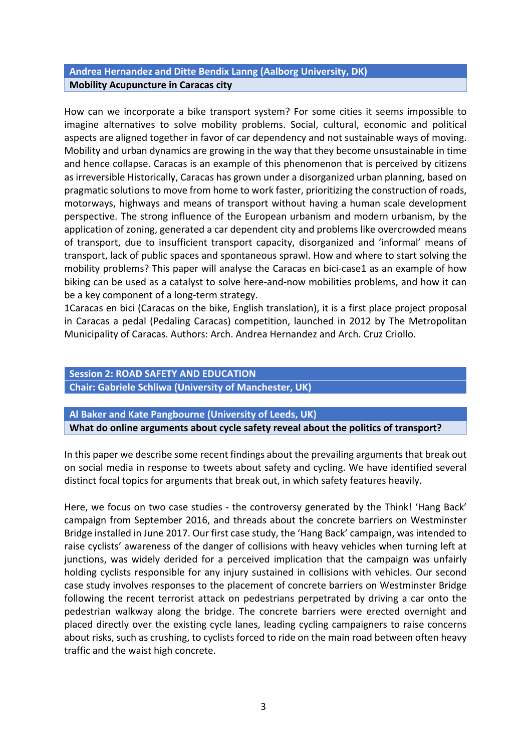**Andrea Hernandez and Ditte Bendix Lanng (Aalborg University, DK)**

**Mobility Acupuncture in Caracas city**

How can we incorporate a bike transport system? For some cities it seems impossible to imagine alternatives to solve mobility problems. Social, cultural, economic and political aspects are aligned together in favor of car dependency and not sustainable ways of moving. Mobility and urban dynamics are growing in the way that they become unsustainable in time and hence collapse. Caracas is an example of this phenomenon that is perceived by citizens as irreversible Historically, Caracas has grown under a disorganized urban planning, based on pragmatic solutions to move from home to work faster, prioritizing the construction of roads, motorways, highways and means of transport without having a human scale development perspective. The strong influence of the European urbanism and modern urbanism, by the application of zoning, generated a car dependent city and problems like overcrowded means of transport, due to insufficient transport capacity, disorganized and 'informal' means of transport, lack of public spaces and spontaneous sprawl. How and where to start solving the mobility problems? This paper will analyse the Caracas en bici-case1 as an example of how biking can be used as a catalyst to solve here-and-now mobilities problems, and how it can be a key component of a long-term strategy.

1Caracas en bici (Caracas on the bike, English translation), it is a first place project proposal in Caracas a pedal (Pedaling Caracas) competition, launched in 2012 by The Metropolitan Municipality of Caracas. Authors: Arch. Andrea Hernandez and Arch. Cruz Criollo.

## Session 2: ROAD SAFETY AND EDUCATION

**Chair: Gabriele Schliwa (University of Manchester, UK)**

**Al Baker and Kate Pangbourne (University of Leeds, UK)**

**What do online arguments about cycle safety reveal about the politics of transport?**

In this paper we describe some recent findings about the prevailing arguments that break out on social media in response to tweets about safety and cycling. We have identified several distinct focal topics for arguments that break out, in which safety features heavily.

Here, we focus on two case studies - the controversy generated by the Think! 'Hang Back' campaign from September 2016, and threads about the concrete barriers on Westminster Bridge installed in June 2017. Our first case study, the 'Hang Back' campaign, was intended to raise cyclists' awareness of the danger of collisions with heavy vehicles when turning left at junctions, was widely derided for a perceived implication that the campaign was unfairly holding cyclists responsible for any injury sustained in collisions with vehicles. Our second case study involves responses to the placement of concrete barriers on Westminster Bridge following the recent terrorist attack on pedestrians perpetrated by driving a car onto the pedestrian walkway along the bridge. The concrete barriers were erected overnight and placed directly over the existing cycle lanes, leading cycling campaigners to raise concerns about risks, such as crushing, to cyclists forced to ride on the main road between often heavy traffic and the waist high concrete.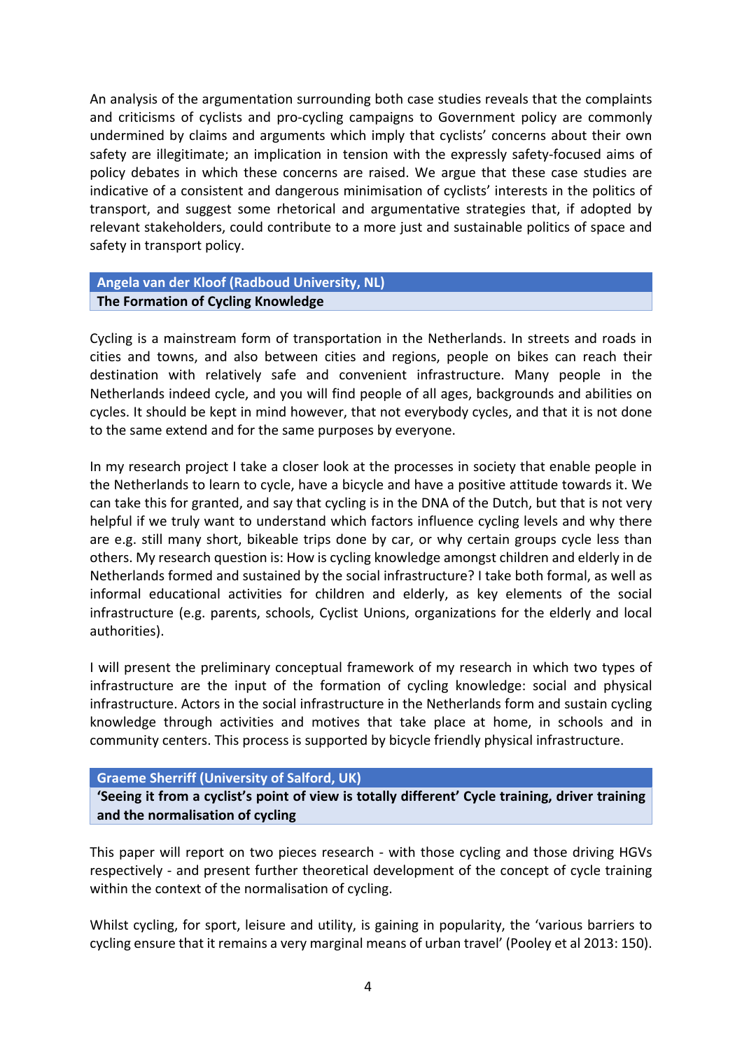An analysis of the argumentation surrounding both case studies reveals that the complaints and criticisms of cyclists and pro-cycling campaigns to Government policy are commonly undermined by claims and arguments which imply that cyclists' concerns about their own safety are illegitimate; an implication in tension with the expressly safety-focused aims of policy debates in which these concerns are raised. We argue that these case studies are indicative of a consistent and dangerous minimisation of cyclists' interests in the politics of transport, and suggest some rhetorical and argumentative strategies that, if adopted by relevant stakeholders, could contribute to a more just and sustainable politics of space and safety in transport policy.

## Angela van der Kloof (Radboud University, NL)
**The Formation of Cycling Knowledge**

Cycling is a mainstream form of transportation in the Netherlands. In streets and roads in cities and towns, and also between cities and regions, people on bikes can reach their destination with relatively safe and convenient infrastructure. Many people in the Netherlands indeed cycle, and you will find people of all ages, backgrounds and abilities on cycles. It should be kept in mind however, that not everybody cycles, and that it is not done to the same extend and for the same purposes by everyone.

In my research project I take a closer look at the processes in society that enable people in the Netherlands to learn to cycle, have a bicycle and have a positive attitude towards it. We can take this for granted, and say that cycling is in the DNA of the Dutch, but that is not very helpful if we truly want to understand which factors influence cycling levels and why there are e.g. still many short, bikeable trips done by car, or why certain groups cycle less than others. My research question is: How is cycling knowledge amongst children and elderly in de Netherlands formed and sustained by the social infrastructure? I take both formal, as well as informal educational activities for children and elderly, as key elements of the social infrastructure (e.g. parents, schools, Cyclist Unions, organizations for the elderly and local authorities).

I will present the preliminary conceptual framework of my research in which two types of infrastructure are the input of the formation of cycling knowledge: social and physical infrastructure. Actors in the social infrastructure in the Netherlands form and sustain cycling knowledge through activities and motives that take place at home, in schools and in community centers. This process is supported by bicycle friendly physical infrastructure.

## Graeme Sherriff (University of Salford, UK)
**'Seeing it from a cyclist's point of view is totally different' Cycle training, driver training and the normalisation of cycling**

This paper will report on two pieces research - with those cycling and those driving HGVs respectively - and present further theoretical development of the concept of cycle training within the context of the normalisation of cycling.

Whilst cycling, for sport, leisure and utility, is gaining in popularity, the 'various barriers to cycling ensure that it remains a very marginal means of urban travel' (Pooley et al 2013: 150).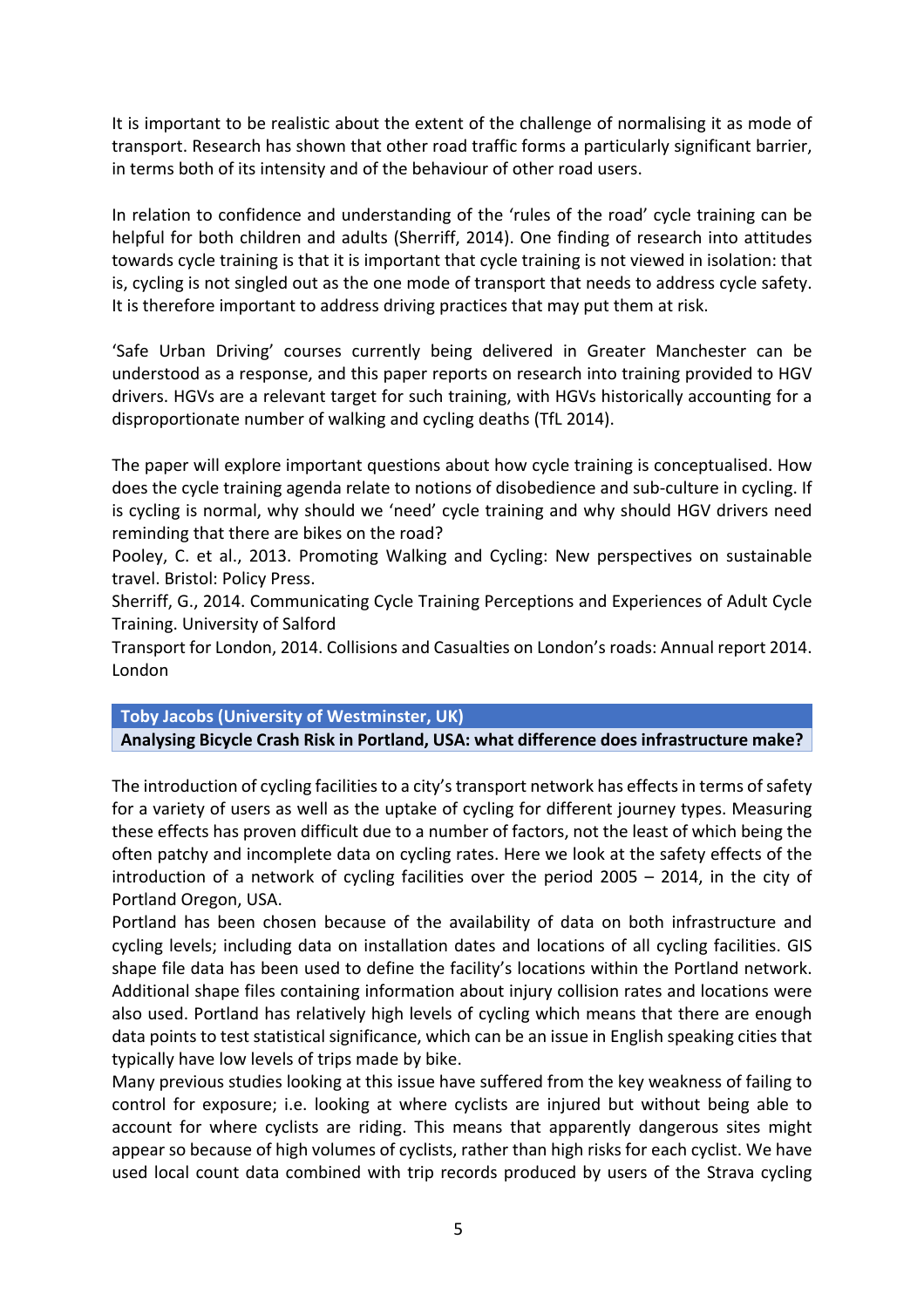It is important to be realistic about the extent of the challenge of normalising it as mode of transport. Research has shown that other road traffic forms a particularly significant barrier, in terms both of its intensity and of the behaviour of other road users.

In relation to confidence and understanding of the 'rules of the road' cycle training can be helpful for both children and adults (Sherriff, 2014). One finding of research into attitudes towards cycle training is that it is important that cycle training is not viewed in isolation: that is, cycling is not singled out as the one mode of transport that needs to address cycle safety. It is therefore important to address driving practices that may put them at risk.

'Safe Urban Driving' courses currently being delivered in Greater Manchester can be understood as a response, and this paper reports on research into training provided to HGV drivers. HGVs are a relevant target for such training, with HGVs historically accounting for a disproportionate number of walking and cycling deaths (TfL 2014).

The paper will explore important questions about how cycle training is conceptualised. How does the cycle training agenda relate to notions of disobedience and sub-culture in cycling. If is cycling is normal, why should we 'need' cycle training and why should HGV drivers need reminding that there are bikes on the road?

Pooley, C. et al., 2013. Promoting Walking and Cycling: New perspectives on sustainable travel. Bristol: Policy Press.

Sherriff, G., 2014. Communicating Cycle Training Perceptions and Experiences of Adult Cycle Training. University of Salford

Transport for London, 2014. Collisions and Casualties on London's roads: Annual report 2014. London

## Toby Jacobs (University of Westminster, UK)

**Analysing Bicycle Crash Risk in Portland, USA: what difference does infrastructure make?**

The introduction of cycling facilities to a city's transport network has effects in terms of safety for a variety of users as well as the uptake of cycling for different journey types. Measuring these effects has proven difficult due to a number of factors, not the least of which being the often patchy and incomplete data on cycling rates. Here we look at the safety effects of the introduction of a network of cycling facilities over the period 2005 – 2014, in the city of Portland Oregon, USA.

Portland has been chosen because of the availability of data on both infrastructure and cycling levels; including data on installation dates and locations of all cycling facilities. GIS shape file data has been used to define the facility's locations within the Portland network. Additional shape files containing information about injury collision rates and locations were also used. Portland has relatively high levels of cycling which means that there are enough data points to test statistical significance, which can be an issue in English speaking cities that typically have low levels of trips made by bike.

Many previous studies looking at this issue have suffered from the key weakness of failing to control for exposure; i.e. looking at where cyclists are injured but without being able to account for where cyclists are riding. This means that apparently dangerous sites might appear so because of high volumes of cyclists, rather than high risks for each cyclist. We have used local count data combined with trip records produced by users of the Strava cycling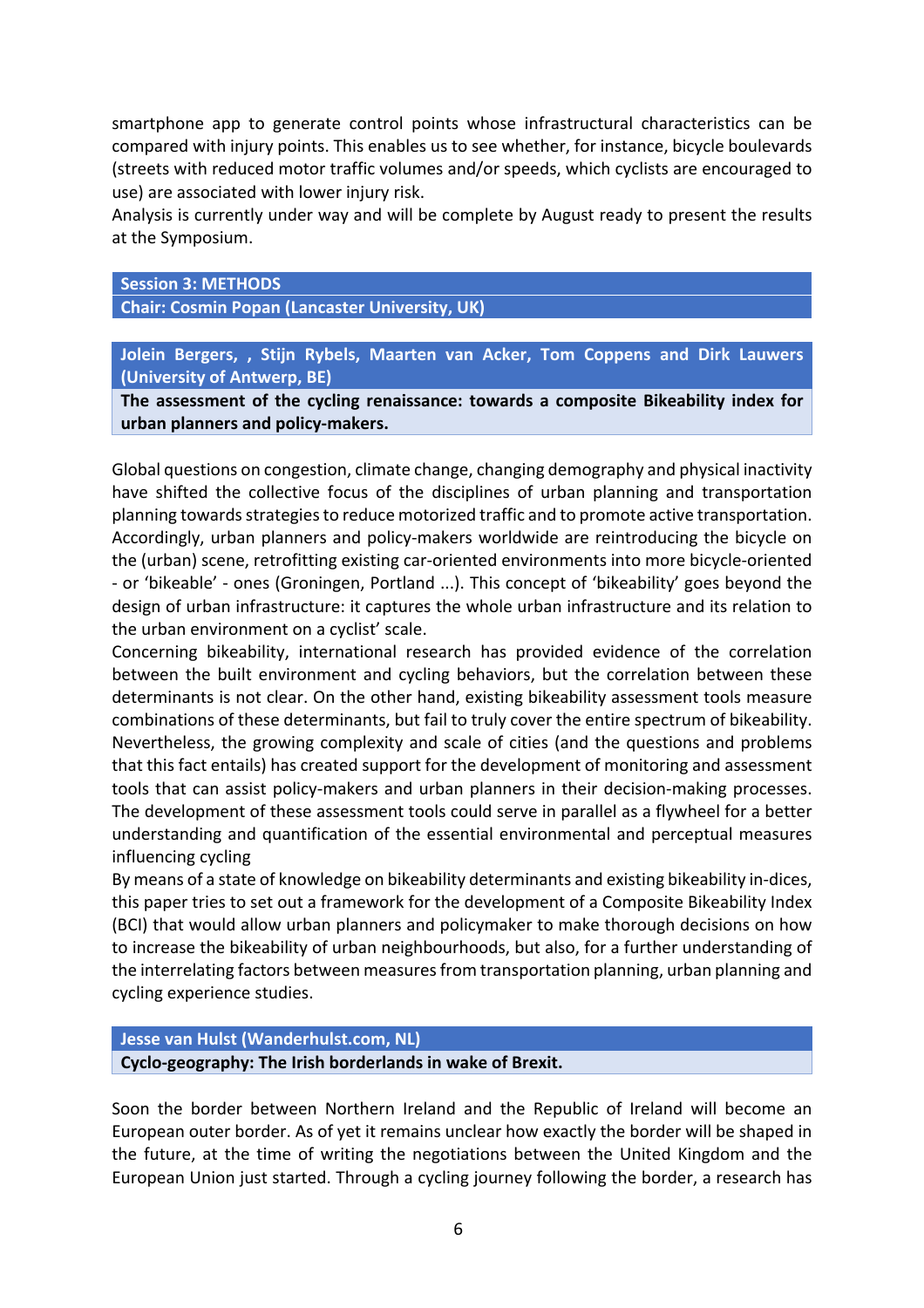smartphone app to generate control points whose infrastructural characteristics can be compared with injury points. This enables us to see whether, for instance, bicycle boulevards (streets with reduced motor traffic volumes and/or speeds, which cyclists are encouraged to use) are associated with lower injury risk.

Analysis is currently under way and will be complete by August ready to present the results at the Symposium.

## Session 3: METHODS

**Chair: Cosmin Popan (Lancaster University, UK)**

**Jolein Bergers, , Stijn Rybels, Maarten van Acker, Tom Coppens and Dirk Lauwers (University of Antwerp, BE)**

### The assessment of the cycling renaissance: towards a composite Bikeability index for urban planners and policy-makers.

Global questions on congestion, climate change, changing demography and physical inactivity have shifted the collective focus of the disciplines of urban planning and transportation planning towards strategies to reduce motorized traffic and to promote active transportation. Accordingly, urban planners and policy-makers worldwide are reintroducing the bicycle on the (urban) scene, retrofitting existing car-oriented environments into more bicycle-oriented - or 'bikeable' - ones (Groningen, Portland ...). This concept of 'bikeability' goes beyond the design of urban infrastructure: it captures the whole urban infrastructure and its relation to the urban environment on a cyclist' scale.

Concerning bikeability, international research has provided evidence of the correlation between the built environment and cycling behaviors, but the correlation between these determinants is not clear. On the other hand, existing bikeability assessment tools measure combinations of these determinants, but fail to truly cover the entire spectrum of bikeability. Nevertheless, the growing complexity and scale of cities (and the questions and problems that this fact entails) has created support for the development of monitoring and assessment tools that can assist policy-makers and urban planners in their decision-making processes. The development of these assessment tools could serve in parallel as a flywheel for a better understanding and quantification of the essential environmental and perceptual measures influencing cycling

By means of a state of knowledge on bikeability determinants and existing bikeability in-dices, this paper tries to set out a framework for the development of a Composite Bikeability Index (BCI) that would allow urban planners and policymaker to make thorough decisions on how to increase the bikeability of urban neighbourhoods, but also, for a further understanding of the interrelating factors between measures from transportation planning, urban planning and cycling experience studies.

**Jesse van Hulst (Wanderhulst.com, NL)**

### Cyclo-geography: The Irish borderlands in wake of Brexit.

Soon the border between Northern Ireland and the Republic of Ireland will become an European outer border. As of yet it remains unclear how exactly the border will be shaped in the future, at the time of writing the negotiations between the United Kingdom and the European Union just started. Through a cycling journey following the border, a research has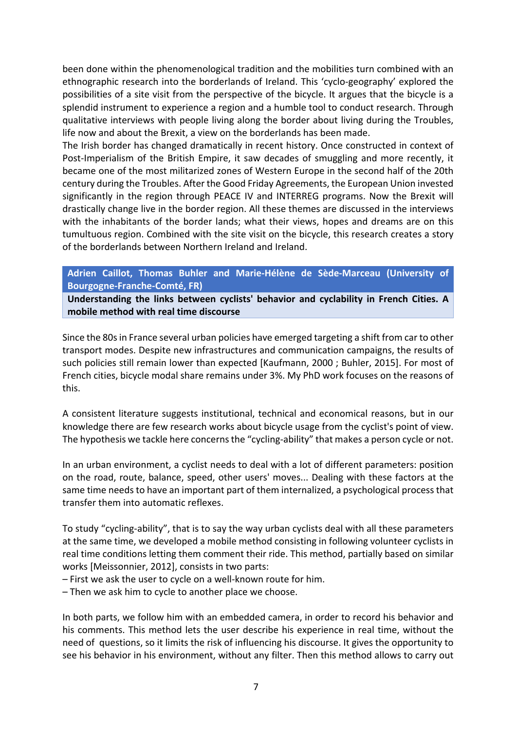been done within the phenomenological tradition and the mobilities turn combined with an ethnographic research into the borderlands of Ireland. This 'cyclo-geography' explored the possibilities of a site visit from the perspective of the bicycle. It argues that the bicycle is a splendid instrument to experience a region and a humble tool to conduct research. Through qualitative interviews with people living along the border about living during the Troubles, life now and about the Brexit, a view on the borderlands has been made.

The Irish border has changed dramatically in recent history. Once constructed in context of Post-Imperialism of the British Empire, it saw decades of smuggling and more recently, it became one of the most militarized zones of Western Europe in the second half of the 20th century during the Troubles. After the Good Friday Agreements, the European Union invested significantly in the region through PEACE IV and INTERREG programs. Now the Brexit will drastically change live in the border region. All these themes are discussed in the interviews with the inhabitants of the border lands; what their views, hopes and dreams are on this tumultuous region. Combined with the site visit on the bicycle, this research creates a story of the borderlands between Northern Ireland and Ireland.

**Adrien Caillot, Thomas Buhler and Marie-Hélène de Sède-Marceau (University of Bourgogne-Franche-Comté, FR)**

**Understanding the links between cyclists' behavior and cyclability in French Cities. A mobile method with real time discourse**

Since the 80s in France several urban policies have emerged targeting a shift from car to other transport modes. Despite new infrastructures and communication campaigns, the results of such policies still remain lower than expected [Kaufmann, 2000 ; Buhler, 2015]. For most of French cities, bicycle modal share remains under 3%. My PhD work focuses on the reasons of this.

A consistent literature suggests institutional, technical and economical reasons, but in our knowledge there are few research works about bicycle usage from the cyclist's point of view. The hypothesis we tackle here concerns the "cycling-ability" that makes a person cycle or not.

In an urban environment, a cyclist needs to deal with a lot of different parameters: position on the road, route, balance, speed, other users' moves... Dealing with these factors at the same time needs to have an important part of them internalized, a psychological process that transfer them into automatic reflexes.

To study "cycling-ability", that is to say the way urban cyclists deal with all these parameters at the same time, we developed a mobile method consisting in following volunteer cyclists in real time conditions letting them comment their ride. This method, partially based on similar works [Meissonnier, 2012], consists in two parts:

– First we ask the user to cycle on a well-known route for him.
– Then we ask him to cycle to another place we choose.

In both parts, we follow him with an embedded camera, in order to record his behavior and his comments. This method lets the user describe his experience in real time, without the need of questions, so it limits the risk of influencing his discourse. It gives the opportunity to see his behavior in his environment, without any filter. Then this method allows to carry out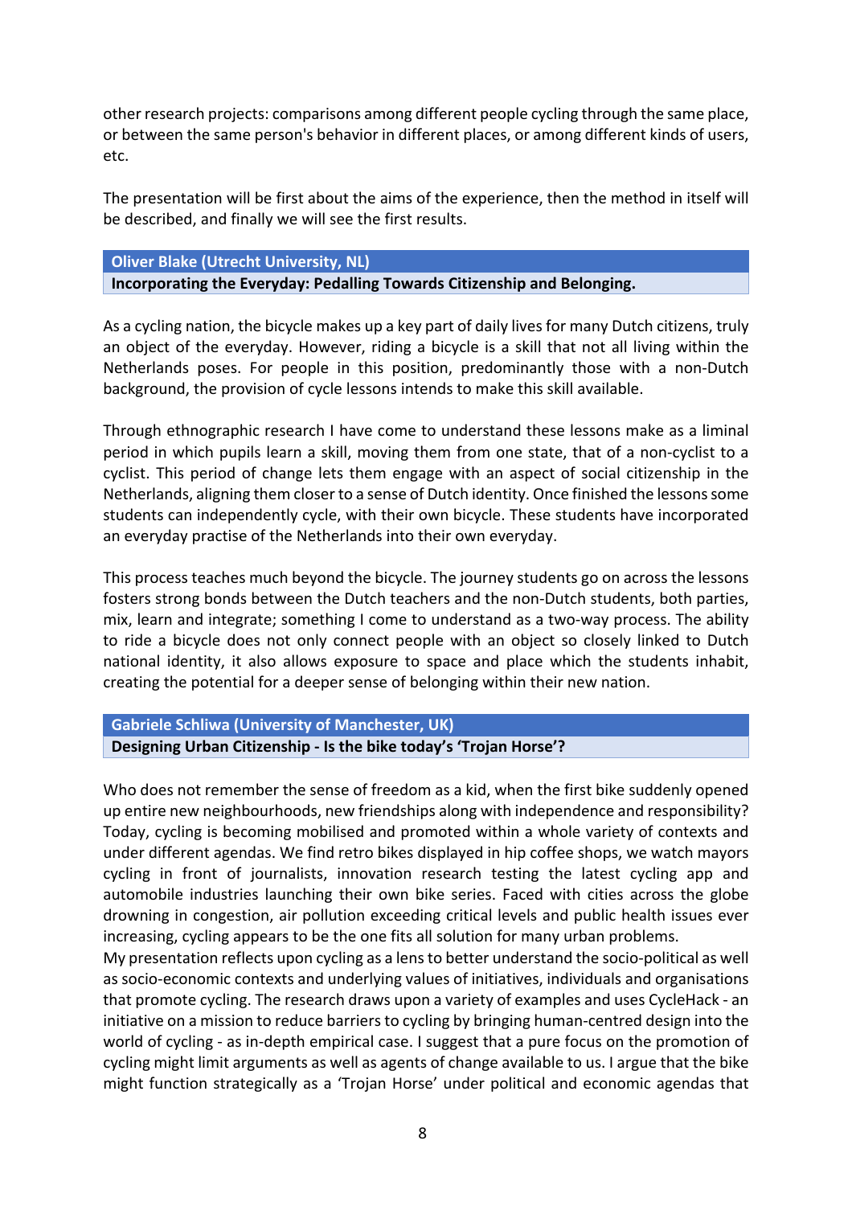other research projects: comparisons among different people cycling through the same place, or between the same person's behavior in different places, or among different kinds of users, etc.

The presentation will be first about the aims of the experience, then the method in itself will be described, and finally we will see the first results.

**Oliver Blake (Utrecht University, NL)**

**Incorporating the Everyday: Pedalling Towards Citizenship and Belonging.**

As a cycling nation, the bicycle makes up a key part of daily lives for many Dutch citizens, truly an object of the everyday. However, riding a bicycle is a skill that not all living within the Netherlands poses. For people in this position, predominantly those with a non-Dutch background, the provision of cycle lessons intends to make this skill available.

Through ethnographic research I have come to understand these lessons make as a liminal period in which pupils learn a skill, moving them from one state, that of a non-cyclist to a cyclist. This period of change lets them engage with an aspect of social citizenship in the Netherlands, aligning them closer to a sense of Dutch identity. Once finished the lessons some students can independently cycle, with their own bicycle. These students have incorporated an everyday practise of the Netherlands into their own everyday.

This process teaches much beyond the bicycle. The journey students go on across the lessons fosters strong bonds between the Dutch teachers and the non-Dutch students, both parties, mix, learn and integrate; something I come to understand as a two-way process. The ability to ride a bicycle does not only connect people with an object so closely linked to Dutch national identity, it also allows exposure to space and place which the students inhabit, creating the potential for a deeper sense of belonging within their new nation.

**Gabriele Schliwa (University of Manchester, UK)**

**Designing Urban Citizenship - Is the bike today's 'Trojan Horse'?**

Who does not remember the sense of freedom as a kid, when the first bike suddenly opened up entire new neighbourhoods, new friendships along with independence and responsibility? Today, cycling is becoming mobilised and promoted within a whole variety of contexts and under different agendas. We find retro bikes displayed in hip coffee shops, we watch mayors cycling in front of journalists, innovation research testing the latest cycling app and automobile industries launching their own bike series. Faced with cities across the globe drowning in congestion, air pollution exceeding critical levels and public health issues ever increasing, cycling appears to be the one fits all solution for many urban problems.

My presentation reflects upon cycling as a lens to better understand the socio-political as well as socio-economic contexts and underlying values of initiatives, individuals and organisations that promote cycling. The research draws upon a variety of examples and uses CycleHack - an initiative on a mission to reduce barriers to cycling by bringing human-centred design into the world of cycling - as in-depth empirical case. I suggest that a pure focus on the promotion of cycling might limit arguments as well as agents of change available to us. I argue that the bike might function strategically as a 'Trojan Horse' under political and economic agendas that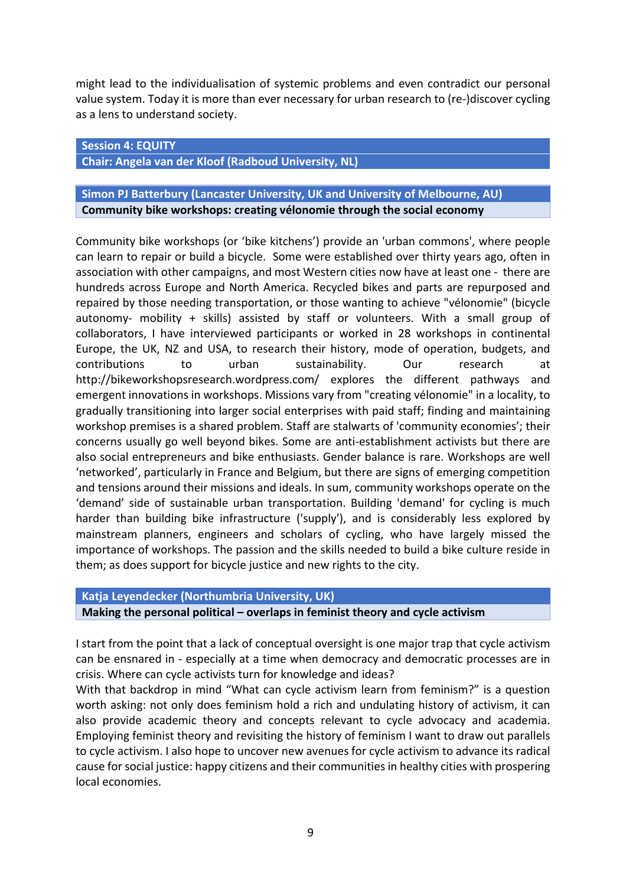might lead to the individualisation of systemic problems and even contradict our personal value system. Today it is more than ever necessary for urban research to (re-)discover cycling as a lens to understand society.

## Session 4: EQUITY

**Chair: Angela van der Kloof (Radboud University, NL)**

### Simon PJ Batterbury (Lancaster University, UK and University of Melbourne, AU)

**Community bike workshops: creating vélonomie through the social economy**

Community bike workshops (or 'bike kitchens') provide an 'urban commons', where people can learn to repair or build a bicycle. Some were established over thirty years ago, often in association with other campaigns, and most Western cities now have at least one - there are hundreds across Europe and North America. Recycled bikes and parts are repurposed and repaired by those needing transportation, or those wanting to achieve "vélonomie" (bicycle autonomy- mobility + skills) assisted by staff or volunteers. With a small group of collaborators, I have interviewed participants or worked in 28 workshops in continental Europe, the UK, NZ and USA, to research their history, mode of operation, budgets, and contributions to urban sustainability. Our research at http://bikeworkshopsresearch.wordpress.com/ explores the different pathways and emergent innovations in workshops. Missions vary from "creating vélonomie" in a locality, to gradually transitioning into larger social enterprises with paid staff; finding and maintaining workshop premises is a shared problem. Staff are stalwarts of 'community economies'; their concerns usually go well beyond bikes. Some are anti-establishment activists but there are also social entrepreneurs and bike enthusiasts. Gender balance is rare. Workshops are well 'networked', particularly in France and Belgium, but there are signs of emerging competition and tensions around their missions and ideals. In sum, community workshops operate on the 'demand' side of sustainable urban transportation. Building 'demand' for cycling is much harder than building bike infrastructure ('supply'), and is considerably less explored by mainstream planners, engineers and scholars of cycling, who have largely missed the importance of workshops. The passion and the skills needed to build a bike culture reside in them; as does support for bicycle justice and new rights to the city.

### Katja Leyendecker (Northumbria University, UK)

**Making the personal political – overlaps in feminist theory and cycle activism**

I start from the point that a lack of conceptual oversight is one major trap that cycle activism can be ensnared in - especially at a time when democracy and democratic processes are in crisis. Where can cycle activists turn for knowledge and ideas?

With that backdrop in mind "What can cycle activism learn from feminism?" is a question worth asking: not only does feminism hold a rich and undulating history of activism, it can also provide academic theory and concepts relevant to cycle advocacy and academia. Employing feminist theory and revisiting the history of feminism I want to draw out parallels to cycle activism. I also hope to uncover new avenues for cycle activism to advance its radical cause for social justice: happy citizens and their communities in healthy cities with prospering local economies.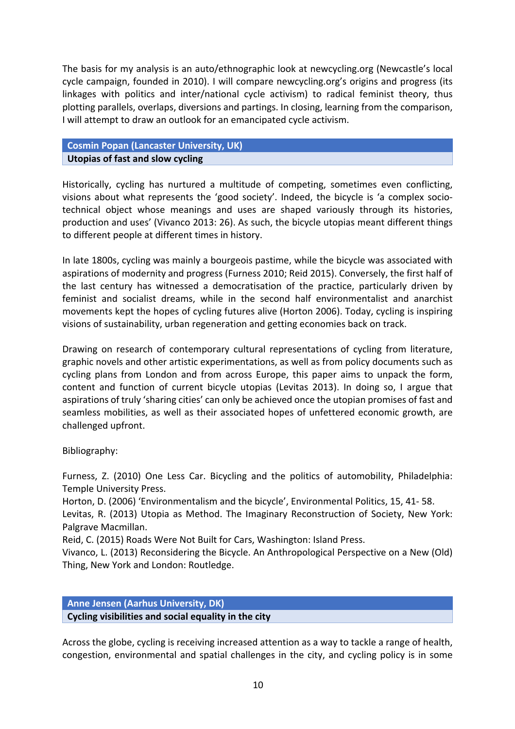The basis for my analysis is an auto/ethnographic look at newcycling.org (Newcastle's local cycle campaign, founded in 2010). I will compare newcycling.org's origins and progress (its linkages with politics and inter/national cycle activism) to radical feminist theory, thus plotting parallels, overlaps, diversions and partings. In closing, learning from the comparison, I will attempt to draw an outlook for an emancipated cycle activism.

### Cosmin Popan (Lancaster University, UK)

**Utopias of fast and slow cycling**

Historically, cycling has nurtured a multitude of competing, sometimes even conflicting, visions about what represents the 'good society'. Indeed, the bicycle is 'a complex socio-technical object whose meanings and uses are shaped variously through its histories, production and uses' (Vivanco 2013: 26). As such, the bicycle utopias meant different things to different people at different times in history.

In late 1800s, cycling was mainly a bourgeois pastime, while the bicycle was associated with aspirations of modernity and progress (Furness 2010; Reid 2015). Conversely, the first half of the last century has witnessed a democratisation of the practice, particularly driven by feminist and socialist dreams, while in the second half environmentalist and anarchist movements kept the hopes of cycling futures alive (Horton 2006). Today, cycling is inspiring visions of sustainability, urban regeneration and getting economies back on track.

Drawing on research of contemporary cultural representations of cycling from literature, graphic novels and other artistic experimentations, as well as from policy documents such as cycling plans from London and from across Europe, this paper aims to unpack the form, content and function of current bicycle utopias (Levitas 2013). In doing so, I argue that aspirations of truly 'sharing cities' can only be achieved once the utopian promises of fast and seamless mobilities, as well as their associated hopes of unfettered economic growth, are challenged upfront.

Bibliography:

Furness, Z. (2010) One Less Car. Bicycling and the politics of automobility, Philadelphia: Temple University Press.
Horton, D. (2006) 'Environmentalism and the bicycle', Environmental Politics, 15, 41- 58.
Levitas, R. (2013) Utopia as Method. The Imaginary Reconstruction of Society, New York: Palgrave Macmillan.
Reid, C. (2015) Roads Were Not Built for Cars, Washington: Island Press.
Vivanco, L. (2013) Reconsidering the Bicycle. An Anthropological Perspective on a New (Old) Thing, New York and London: Routledge.

### Anne Jensen (Aarhus University, DK)

**Cycling visibilities and social equality in the city**

Across the globe, cycling is receiving increased attention as a way to tackle a range of health, congestion, environmental and spatial challenges in the city, and cycling policy is in some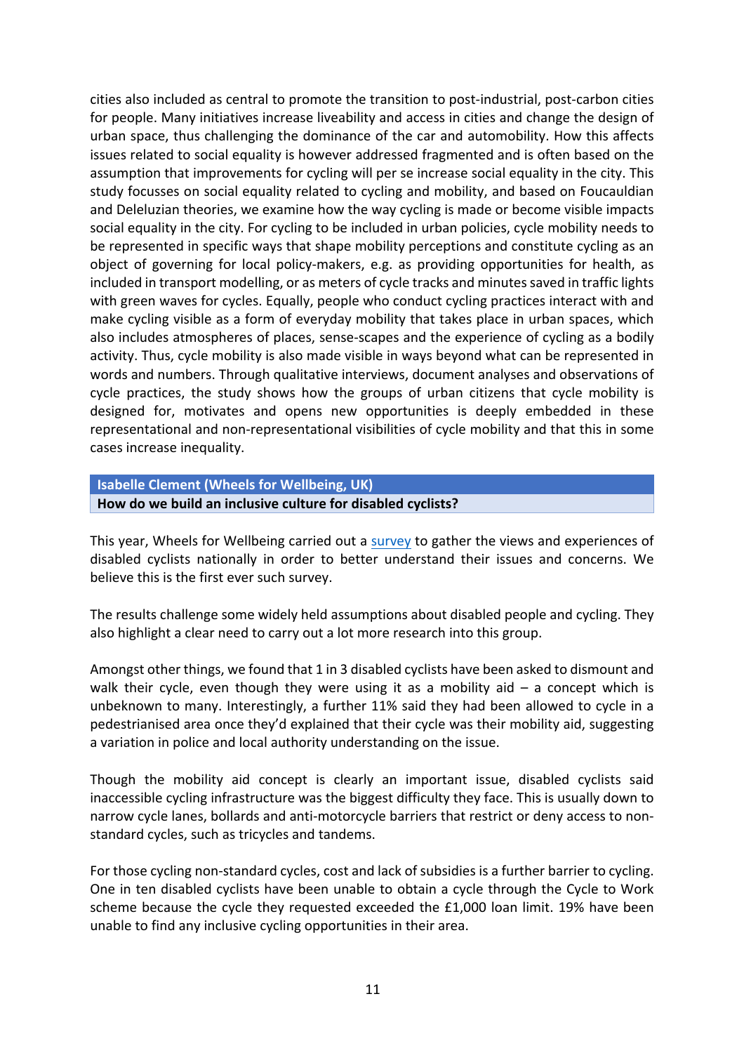cities also included as central to promote the transition to post-industrial, post-carbon cities for people. Many initiatives increase liveability and access in cities and change the design of urban space, thus challenging the dominance of the car and automobility. How this affects issues related to social equality is however addressed fragmented and is often based on the assumption that improvements for cycling will per se increase social equality in the city. This study focusses on social equality related to cycling and mobility, and based on Foucauldian and Deleluzian theories, we examine how the way cycling is made or become visible impacts social equality in the city. For cycling to be included in urban policies, cycle mobility needs to be represented in specific ways that shape mobility perceptions and constitute cycling as an object of governing for local policy-makers, e.g. as providing opportunities for health, as included in transport modelling, or as meters of cycle tracks and minutes saved in traffic lights with green waves for cycles. Equally, people who conduct cycling practices interact with and make cycling visible as a form of everyday mobility that takes place in urban spaces, which also includes atmospheres of places, sense-scapes and the experience of cycling as a bodily activity. Thus, cycle mobility is also made visible in ways beyond what can be represented in words and numbers. Through qualitative interviews, document analyses and observations of cycle practices, the study shows how the groups of urban citizens that cycle mobility is designed for, motivates and opens new opportunities is deeply embedded in these representational and non-representational visibilities of cycle mobility and that this in some cases increase inequality.

**Isabelle Clement (Wheels for Wellbeing, UK)**

**How do we build an inclusive culture for disabled cyclists?**

This year, Wheels for Wellbeing carried out a survey to gather the views and experiences of disabled cyclists nationally in order to better understand their issues and concerns. We believe this is the first ever such survey.

The results challenge some widely held assumptions about disabled people and cycling. They also highlight a clear need to carry out a lot more research into this group.

Amongst other things, we found that 1 in 3 disabled cyclists have been asked to dismount and walk their cycle, even though they were using it as a mobility aid – a concept which is unbeknown to many. Interestingly, a further 11% said they had been allowed to cycle in a pedestrianised area once they'd explained that their cycle was their mobility aid, suggesting a variation in police and local authority understanding on the issue.

Though the mobility aid concept is clearly an important issue, disabled cyclists said inaccessible cycling infrastructure was the biggest difficulty they face. This is usually down to narrow cycle lanes, bollards and anti-motorcycle barriers that restrict or deny access to non-standard cycles, such as tricycles and tandems.

For those cycling non-standard cycles, cost and lack of subsidies is a further barrier to cycling. One in ten disabled cyclists have been unable to obtain a cycle through the Cycle to Work scheme because the cycle they requested exceeded the £1,000 loan limit. 19% have been unable to find any inclusive cycling opportunities in their area.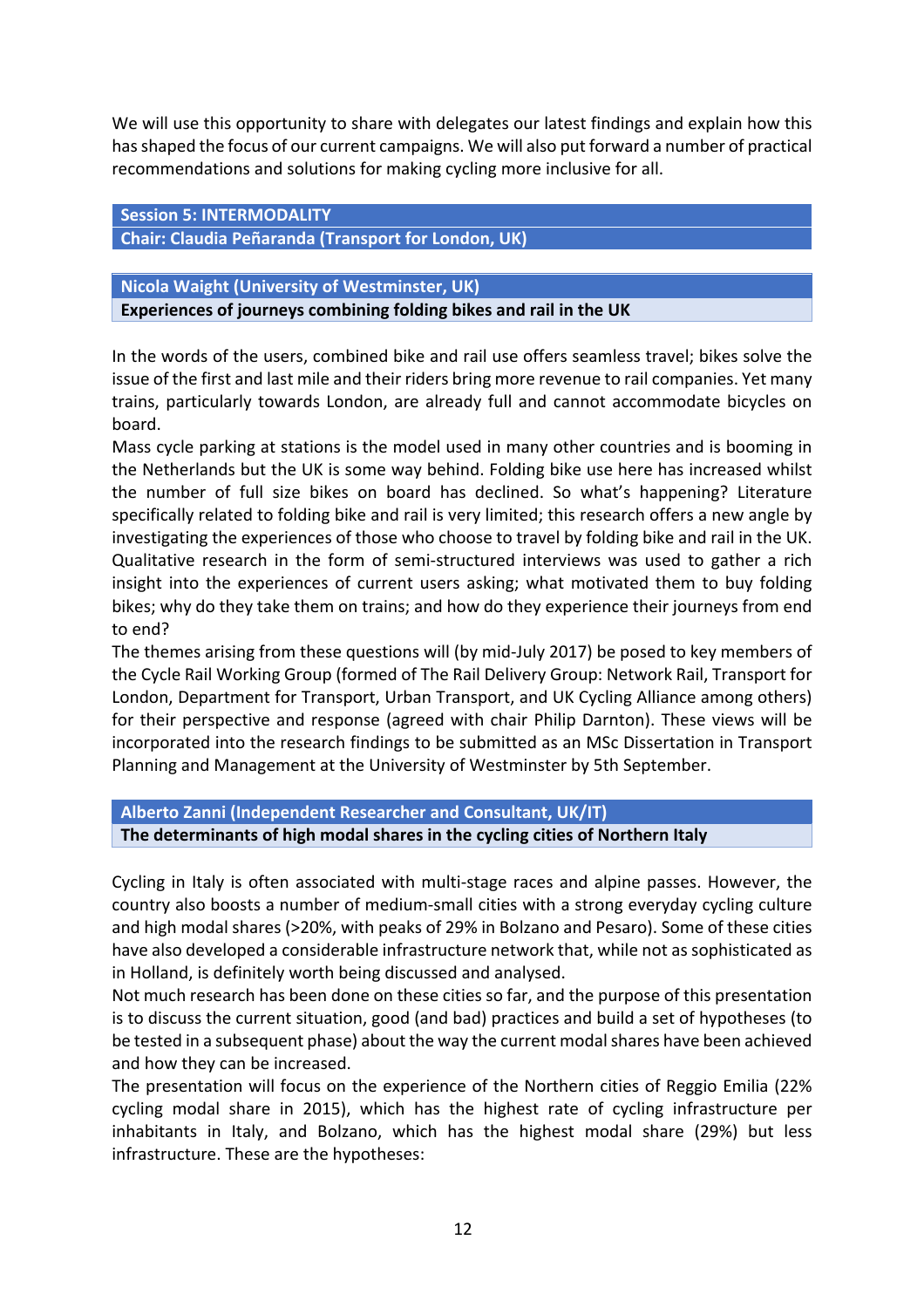We will use this opportunity to share with delegates our latest findings and explain how this has shaped the focus of our current campaigns. We will also put forward a number of practical recommendations and solutions for making cycling more inclusive for all.

## Session 5: INTERMODALITY
**Chair: Claudia Peñaranda (Transport for London, UK)**

### Nicola Waight (University of Westminster, UK)
**Experiences of journeys combining folding bikes and rail in the UK**

In the words of the users, combined bike and rail use offers seamless travel; bikes solve the issue of the first and last mile and their riders bring more revenue to rail companies. Yet many trains, particularly towards London, are already full and cannot accommodate bicycles on board.

Mass cycle parking at stations is the model used in many other countries and is booming in the Netherlands but the UK is some way behind. Folding bike use here has increased whilst the number of full size bikes on board has declined. So what's happening? Literature specifically related to folding bike and rail is very limited; this research offers a new angle by investigating the experiences of those who choose to travel by folding bike and rail in the UK. Qualitative research in the form of semi-structured interviews was used to gather a rich insight into the experiences of current users asking; what motivated them to buy folding bikes; why do they take them on trains; and how do they experience their journeys from end to end?

The themes arising from these questions will (by mid-July 2017) be posed to key members of the Cycle Rail Working Group (formed of The Rail Delivery Group: Network Rail, Transport for London, Department for Transport, Urban Transport, and UK Cycling Alliance among others) for their perspective and response (agreed with chair Philip Darnton). These views will be incorporated into the research findings to be submitted as an MSc Dissertation in Transport Planning and Management at the University of Westminster by 5th September.

### Alberto Zanni (Independent Researcher and Consultant, UK/IT)
**The determinants of high modal shares in the cycling cities of Northern Italy**

Cycling in Italy is often associated with multi-stage races and alpine passes. However, the country also boosts a number of medium-small cities with a strong everyday cycling culture and high modal shares (>20%, with peaks of 29% in Bolzano and Pesaro). Some of these cities have also developed a considerable infrastructure network that, while not as sophisticated as in Holland, is definitely worth being discussed and analysed.

Not much research has been done on these cities so far, and the purpose of this presentation is to discuss the current situation, good (and bad) practices and build a set of hypotheses (to be tested in a subsequent phase) about the way the current modal shares have been achieved and how they can be increased.

The presentation will focus on the experience of the Northern cities of Reggio Emilia (22% cycling modal share in 2015), which has the highest rate of cycling infrastructure per inhabitants in Italy, and Bolzano, which has the highest modal share (29%) but less infrastructure. These are the hypotheses: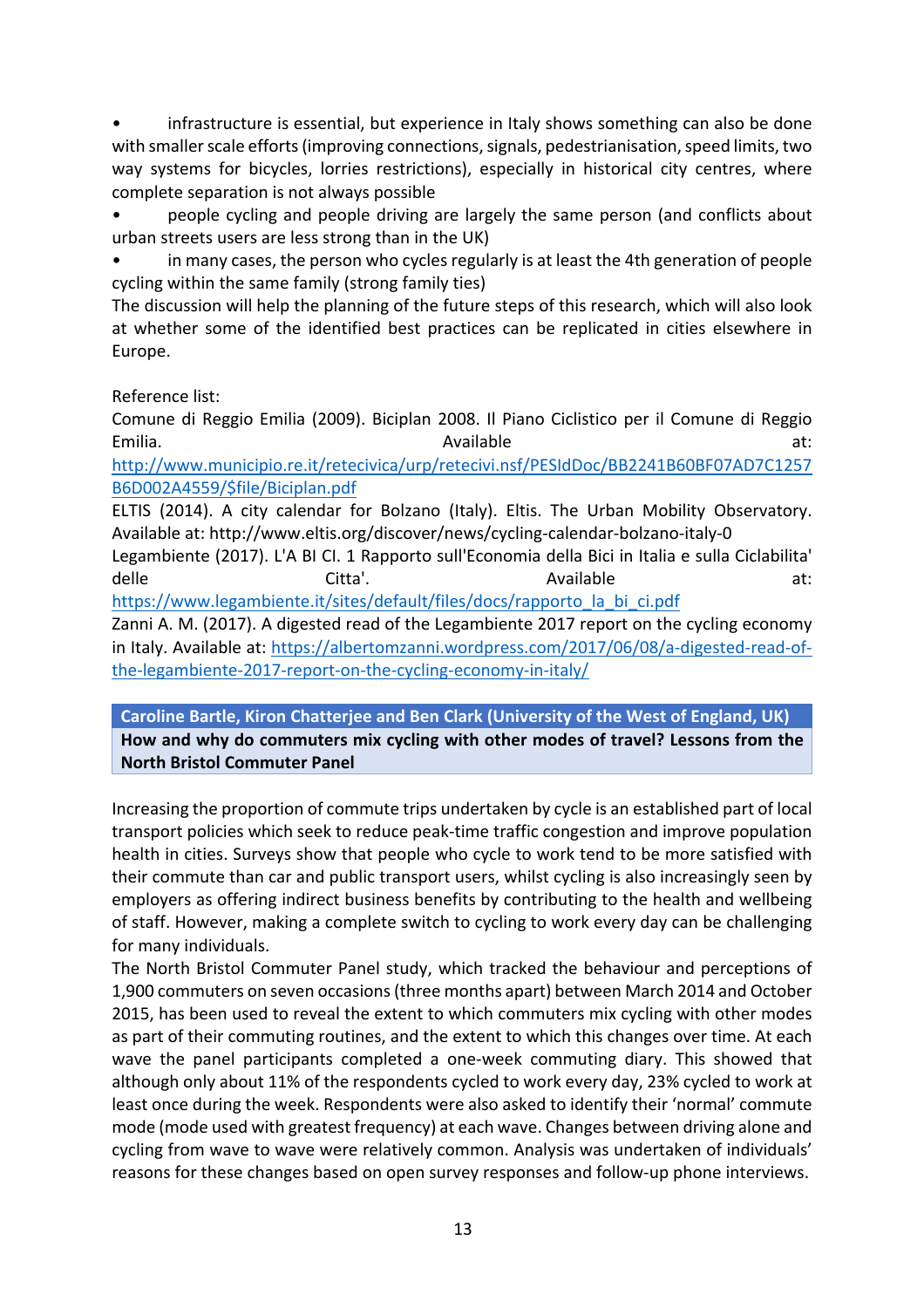- infrastructure is essential, but experience in Italy shows something can also be done with smaller scale efforts (improving connections, signals, pedestrianisation, speed limits, two way systems for bicycles, lorries restrictions), especially in historical city centres, where complete separation is not always possible
- people cycling and people driving are largely the same person (and conflicts about urban streets users are less strong than in the UK)
- in many cases, the person who cycles regularly is at least the 4th generation of people cycling within the same family (strong family ties)

The discussion will help the planning of the future steps of this research, which will also look at whether some of the identified best practices can be replicated in cities elsewhere in Europe.

Reference list:

Comune di Reggio Emilia (2009). Biciplan 2008. Il Piano Ciclistico per il Comune di Reggio Emilia. Available at: http://www.municipio.re.it/retecivica/urp/retecivi.nsf/PESIdDoc/BB2241B60BF07AD7C1257B6D002A4559/$file/Biciplan.pdf

ELTIS (2014). A city calendar for Bolzano (Italy). Eltis. The Urban Mobility Observatory. Available at: http://www.eltis.org/discover/news/cycling-calendar-bolzano-italy-0

Legambiente (2017). L'A BI CI. 1 Rapporto sull'Economia della Bici in Italia e sulla Ciclabilita' delle Citta'. Available at: https://www.legambiente.it/sites/default/files/docs/rapporto_la_bi_ci.pdf

Zanni A. M. (2017). A digested read of the Legambiente 2017 report on the cycling economy in Italy. Available at: https://albertomzanni.wordpress.com/2017/06/08/a-digested-read-of-the-legambiente-2017-report-on-the-cycling-economy-in-italy/

**Caroline Bartle, Kiron Chatterjee and Ben Clark (University of the West of England, UK)**

**How and why do commuters mix cycling with other modes of travel? Lessons from the North Bristol Commuter Panel**

Increasing the proportion of commute trips undertaken by cycle is an established part of local transport policies which seek to reduce peak-time traffic congestion and improve population health in cities. Surveys show that people who cycle to work tend to be more satisfied with their commute than car and public transport users, whilst cycling is also increasingly seen by employers as offering indirect business benefits by contributing to the health and wellbeing of staff. However, making a complete switch to cycling to work every day can be challenging for many individuals.

The North Bristol Commuter Panel study, which tracked the behaviour and perceptions of 1,900 commuters on seven occasions (three months apart) between March 2014 and October 2015, has been used to reveal the extent to which commuters mix cycling with other modes as part of their commuting routines, and the extent to which this changes over time. At each wave the panel participants completed a one-week commuting diary. This showed that although only about 11% of the respondents cycled to work every day, 23% cycled to work at least once during the week. Respondents were also asked to identify their 'normal' commute mode (mode used with greatest frequency) at each wave. Changes between driving alone and cycling from wave to wave were relatively common. Analysis was undertaken of individuals' reasons for these changes based on open survey responses and follow-up phone interviews.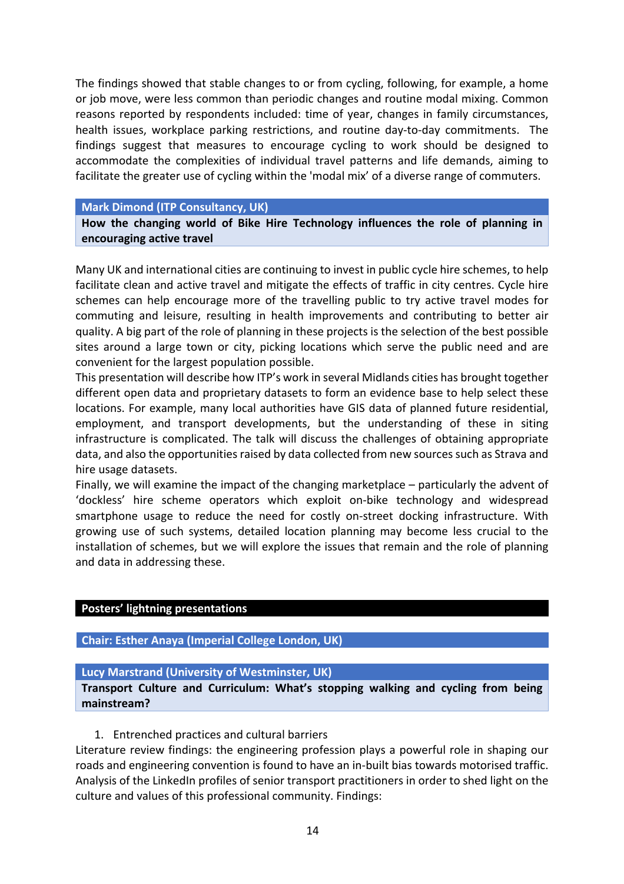The findings showed that stable changes to or from cycling, following, for example, a home or job move, were less common than periodic changes and routine modal mixing. Common reasons reported by respondents included: time of year, changes in family circumstances, health issues, workplace parking restrictions, and routine day-to-day commitments. The findings suggest that measures to encourage cycling to work should be designed to accommodate the complexities of individual travel patterns and life demands, aiming to facilitate the greater use of cycling within the 'modal mix' of a diverse range of commuters.

**Mark Dimond (ITP Consultancy, UK)**

**How the changing world of Bike Hire Technology influences the role of planning in encouraging active travel**

Many UK and international cities are continuing to invest in public cycle hire schemes, to help facilitate clean and active travel and mitigate the effects of traffic in city centres. Cycle hire schemes can help encourage more of the travelling public to try active travel modes for commuting and leisure, resulting in health improvements and contributing to better air quality. A big part of the role of planning in these projects is the selection of the best possible sites around a large town or city, picking locations which serve the public need and are convenient for the largest population possible.

This presentation will describe how ITP's work in several Midlands cities has brought together different open data and proprietary datasets to form an evidence base to help select these locations. For example, many local authorities have GIS data of planned future residential, employment, and transport developments, but the understanding of these in siting infrastructure is complicated. The talk will discuss the challenges of obtaining appropriate data, and also the opportunities raised by data collected from new sources such as Strava and hire usage datasets.

Finally, we will examine the impact of the changing marketplace – particularly the advent of 'dockless' hire scheme operators which exploit on-bike technology and widespread smartphone usage to reduce the need for costly on-street docking infrastructure. With growing use of such systems, detailed location planning may become less crucial to the installation of schemes, but we will explore the issues that remain and the role of planning and data in addressing these.

## Posters' lightning presentations

**Chair: Esther Anaya (Imperial College London, UK)**

**Lucy Marstrand (University of Westminster, UK)**

**Transport Culture and Curriculum: What's stopping walking and cycling from being mainstream?**

1. Entrenched practices and cultural barriers

Literature review findings: the engineering profession plays a powerful role in shaping our roads and engineering convention is found to have an in-built bias towards motorised traffic. Analysis of the LinkedIn profiles of senior transport practitioners in order to shed light on the culture and values of this professional community. Findings: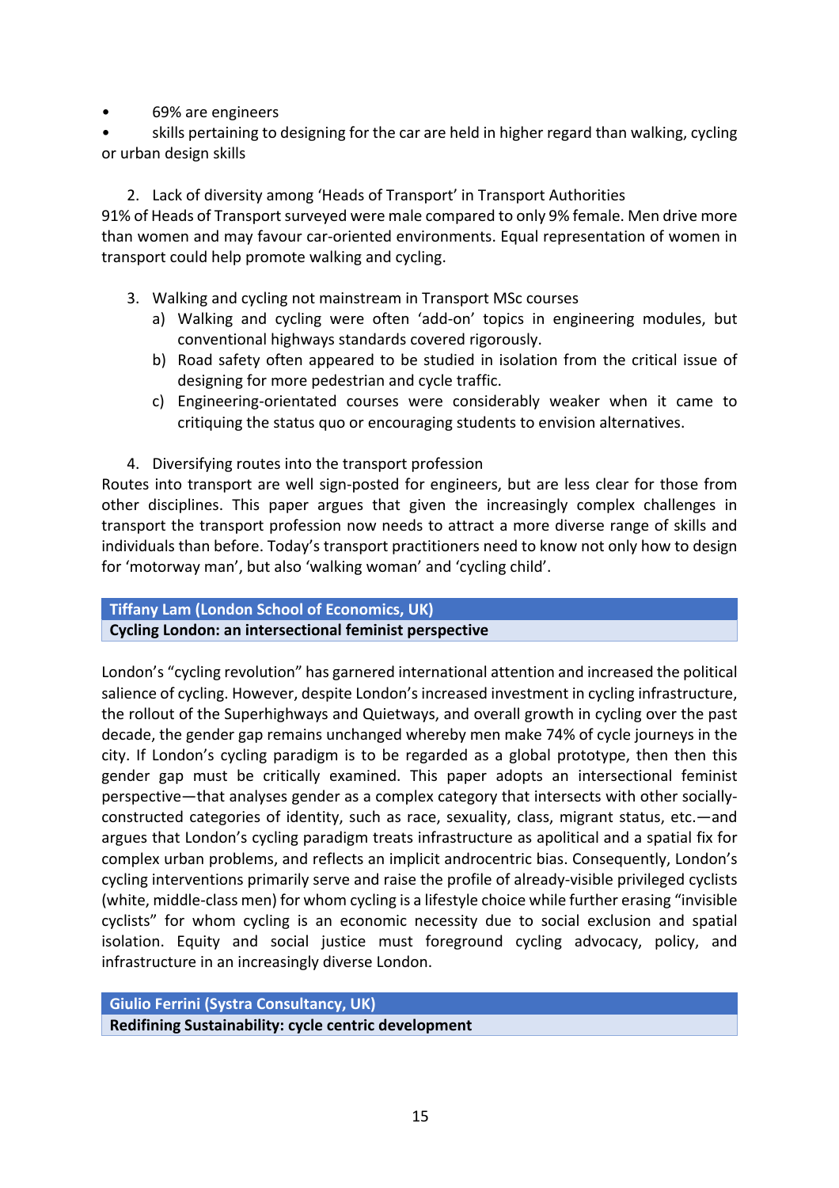- 69% are engineers
- skills pertaining to designing for the car are held in higher regard than walking, cycling or urban design skills

2. Lack of diversity among 'Heads of Transport' in Transport Authorities

91% of Heads of Transport surveyed were male compared to only 9% female. Men drive more than women and may favour car-oriented environments. Equal representation of women in transport could help promote walking and cycling.

3. Walking and cycling not mainstream in Transport MSc courses
   a) Walking and cycling were often 'add-on' topics in engineering modules, but conventional highways standards covered rigorously.
   b) Road safety often appeared to be studied in isolation from the critical issue of designing for more pedestrian and cycle traffic.
   c) Engineering-orientated courses were considerably weaker when it came to critiquing the status quo or encouraging students to envision alternatives.

4. Diversifying routes into the transport profession

Routes into transport are well sign-posted for engineers, but are less clear for those from other disciplines. This paper argues that given the increasingly complex challenges in transport the transport profession now needs to attract a more diverse range of skills and individuals than before. Today's transport practitioners need to know not only how to design for 'motorway man', but also 'walking woman' and 'cycling child'.

**Tiffany Lam (London School of Economics, UK)**

**Cycling London: an intersectional feminist perspective**

London's "cycling revolution" has garnered international attention and increased the political salience of cycling. However, despite London's increased investment in cycling infrastructure, the rollout of the Superhighways and Quietways, and overall growth in cycling over the past decade, the gender gap remains unchanged whereby men make 74% of cycle journeys in the city. If London's cycling paradigm is to be regarded as a global prototype, then then this gender gap must be critically examined. This paper adopts an intersectional feminist perspective—that analyses gender as a complex category that intersects with other socially-constructed categories of identity, such as race, sexuality, class, migrant status, etc.—and argues that London's cycling paradigm treats infrastructure as apolitical and a spatial fix for complex urban problems, and reflects an implicit androcentric bias. Consequently, London's cycling interventions primarily serve and raise the profile of already-visible privileged cyclists (white, middle-class men) for whom cycling is a lifestyle choice while further erasing "invisible cyclists" for whom cycling is an economic necessity due to social exclusion and spatial isolation. Equity and social justice must foreground cycling advocacy, policy, and infrastructure in an increasingly diverse London.

**Giulio Ferrini (Systra Consultancy, UK)**

**Redifining Sustainability: cycle centric development**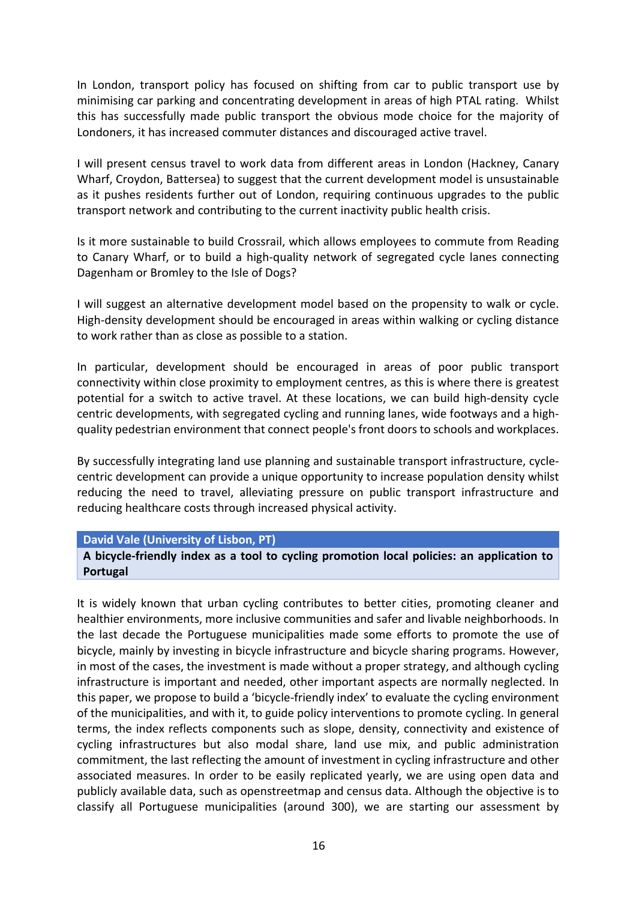In London, transport policy has focused on shifting from car to public transport use by minimising car parking and concentrating development in areas of high PTAL rating. Whilst this has successfully made public transport the obvious mode choice for the majority of Londoners, it has increased commuter distances and discouraged active travel.

I will present census travel to work data from different areas in London (Hackney, Canary Wharf, Croydon, Battersea) to suggest that the current development model is unsustainable as it pushes residents further out of London, requiring continuous upgrades to the public transport network and contributing to the current inactivity public health crisis.

Is it more sustainable to build Crossrail, which allows employees to commute from Reading to Canary Wharf, or to build a high-quality network of segregated cycle lanes connecting Dagenham or Bromley to the Isle of Dogs?

I will suggest an alternative development model based on the propensity to walk or cycle. High-density development should be encouraged in areas within walking or cycling distance to work rather than as close as possible to a station.

In particular, development should be encouraged in areas of poor public transport connectivity within close proximity to employment centres, as this is where there is greatest potential for a switch to active travel. At these locations, we can build high-density cycle centric developments, with segregated cycling and running lanes, wide footways and a high-quality pedestrian environment that connect people's front doors to schools and workplaces.

By successfully integrating land use planning and sustainable transport infrastructure, cycle-centric development can provide a unique opportunity to increase population density whilst reducing the need to travel, alleviating pressure on public transport infrastructure and reducing healthcare costs through increased physical activity.

## David Vale (University of Lisbon, PT)

### A bicycle-friendly index as a tool to cycling promotion local policies: an application to Portugal

It is widely known that urban cycling contributes to better cities, promoting cleaner and healthier environments, more inclusive communities and safer and livable neighborhoods. In the last decade the Portuguese municipalities made some efforts to promote the use of bicycle, mainly by investing in bicycle infrastructure and bicycle sharing programs. However, in most of the cases, the investment is made without a proper strategy, and although cycling infrastructure is important and needed, other important aspects are normally neglected. In this paper, we propose to build a 'bicycle-friendly index' to evaluate the cycling environment of the municipalities, and with it, to guide policy interventions to promote cycling. In general terms, the index reflects components such as slope, density, connectivity and existence of cycling infrastructures but also modal share, land use mix, and public administration commitment, the last reflecting the amount of investment in cycling infrastructure and other associated measures. In order to be easily replicated yearly, we are using open data and publicly available data, such as openstreetmap and census data. Although the objective is to classify all Portuguese municipalities (around 300), we are starting our assessment by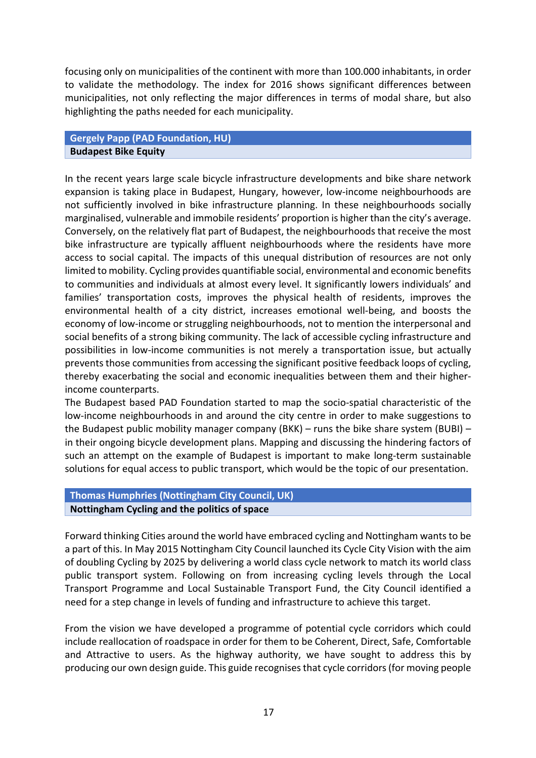focusing only on municipalities of the continent with more than 100.000 inhabitants, in order to validate the methodology. The index for 2016 shows significant differences between municipalities, not only reflecting the major differences in terms of modal share, but also highlighting the paths needed for each municipality.

| **Gergely Papp (PAD Foundation, HU)** |
| --- |
| **Budapest Bike Equity** |

In the recent years large scale bicycle infrastructure developments and bike share network expansion is taking place in Budapest, Hungary, however, low-income neighbourhoods are not sufficiently involved in bike infrastructure planning. In these neighbourhoods socially marginalised, vulnerable and immobile residents' proportion is higher than the city's average. Conversely, on the relatively flat part of Budapest, the neighbourhoods that receive the most bike infrastructure are typically affluent neighbourhoods where the residents have more access to social capital. The impacts of this unequal distribution of resources are not only limited to mobility. Cycling provides quantifiable social, environmental and economic benefits to communities and individuals at almost every level. It significantly lowers individuals' and families' transportation costs, improves the physical health of residents, improves the environmental health of a city district, increases emotional well-being, and boosts the economy of low-income or struggling neighbourhoods, not to mention the interpersonal and social benefits of a strong biking community. The lack of accessible cycling infrastructure and possibilities in low-income communities is not merely a transportation issue, but actually prevents those communities from accessing the significant positive feedback loops of cycling, thereby exacerbating the social and economic inequalities between them and their higher-income counterparts.
The Budapest based PAD Foundation started to map the socio-spatial characteristic of the low-income neighbourhoods in and around the city centre in order to make suggestions to the Budapest public mobility manager company (BKK) – runs the bike share system (BUBI) – in their ongoing bicycle development plans. Mapping and discussing the hindering factors of such an attempt on the example of Budapest is important to make long-term sustainable solutions for equal access to public transport, which would be the topic of our presentation.

| **Thomas Humphries (Nottingham City Council, UK)** |
| --- |
| **Nottingham Cycling and the politics of space** |

Forward thinking Cities around the world have embraced cycling and Nottingham wants to be a part of this. In May 2015 Nottingham City Council launched its Cycle City Vision with the aim of doubling Cycling by 2025 by delivering a world class cycle network to match its world class public transport system. Following on from increasing cycling levels through the Local Transport Programme and Local Sustainable Transport Fund, the City Council identified a need for a step change in levels of funding and infrastructure to achieve this target.

From the vision we have developed a programme of potential cycle corridors which could include reallocation of roadspace in order for them to be Coherent, Direct, Safe, Comfortable and Attractive to users. As the highway authority, we have sought to address this by producing our own design guide. This guide recognises that cycle corridors (for moving people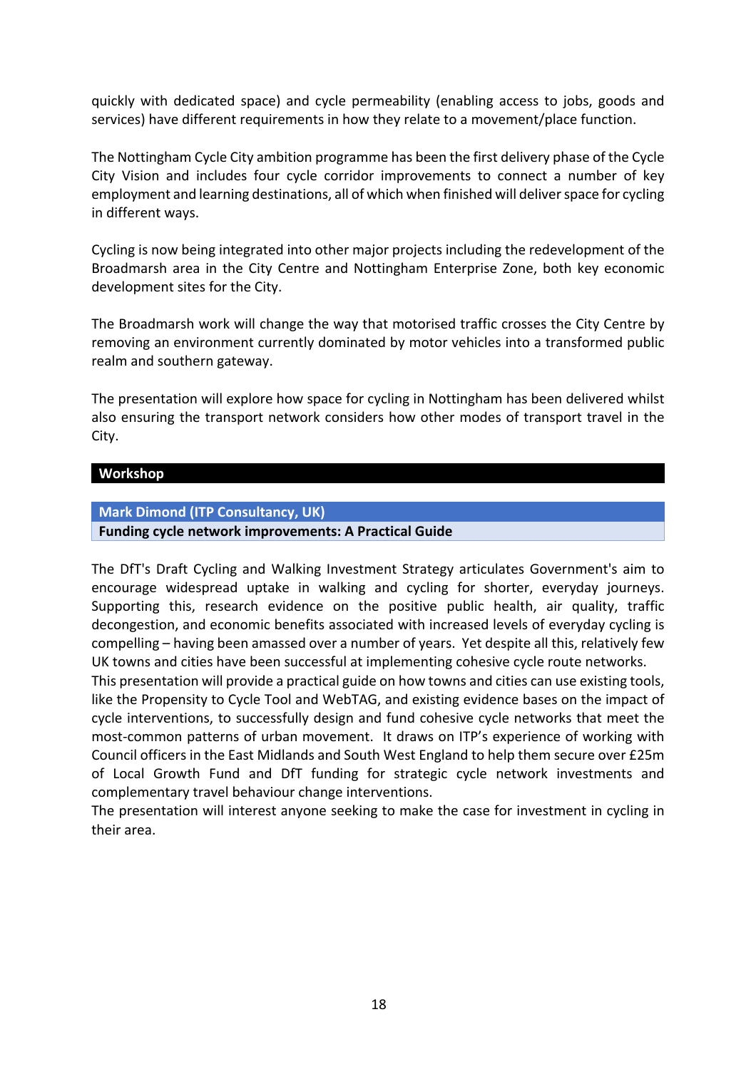quickly with dedicated space) and cycle permeability (enabling access to jobs, goods and services) have different requirements in how they relate to a movement/place function.

The Nottingham Cycle City ambition programme has been the first delivery phase of the Cycle City Vision and includes four cycle corridor improvements to connect a number of key employment and learning destinations, all of which when finished will deliver space for cycling in different ways.

Cycling is now being integrated into other major projects including the redevelopment of the Broadmarsh area in the City Centre and Nottingham Enterprise Zone, both key economic development sites for the City.

The Broadmarsh work will change the way that motorised traffic crosses the City Centre by removing an environment currently dominated by motor vehicles into a transformed public realm and southern gateway.

The presentation will explore how space for cycling in Nottingham has been delivered whilst also ensuring the transport network considers how other modes of transport travel in the City.

## Workshop

### Mark Dimond (ITP Consultancy, UK)

**Funding cycle network improvements: A Practical Guide**

The DfT's Draft Cycling and Walking Investment Strategy articulates Government's aim to encourage widespread uptake in walking and cycling for shorter, everyday journeys. Supporting this, research evidence on the positive public health, air quality, traffic decongestion, and economic benefits associated with increased levels of everyday cycling is compelling – having been amassed over a number of years. Yet despite all this, relatively few UK towns and cities have been successful at implementing cohesive cycle route networks.

This presentation will provide a practical guide on how towns and cities can use existing tools, like the Propensity to Cycle Tool and WebTAG, and existing evidence bases on the impact of cycle interventions, to successfully design and fund cohesive cycle networks that meet the most-common patterns of urban movement. It draws on ITP's experience of working with Council officers in the East Midlands and South West England to help them secure over £25m of Local Growth Fund and DfT funding for strategic cycle network investments and complementary travel behaviour change interventions.

The presentation will interest anyone seeking to make the case for investment in cycling in their area.